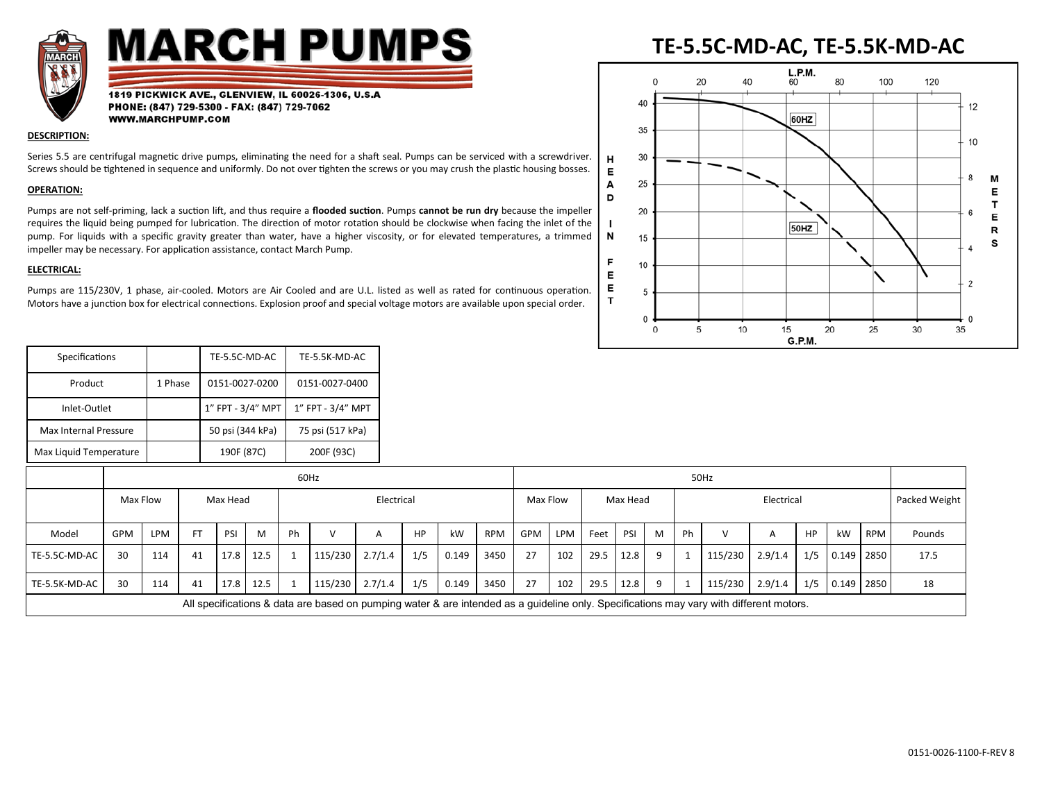# MARCH PUMPS

1819 PICKWICK AVE., GLENVIEW, IL 60026-1306, U.S.A
PHONE: (847) 729-5300 - FAX: (847) 729-7062
WWW.MARCHPUMP.COM

# TE-5.5C-MD-AC, TE-5.5K-MD-AC

**DESCRIPTION:**

Series 5.5 are centrifugal magnetic drive pumps, eliminating the need for a shaft seal. Pumps can be serviced with a screwdriver. Screws should be tightened in sequence and uniformly. Do not over tighten the screws or you may crush the plastic housing bosses.

**OPERATION:**

Pumps are not self-priming, lack a suction lift, and thus require a **flooded suction**. Pumps **cannot be run dry** because the impeller requires the liquid being pumped for lubrication. The direction of motor rotation should be clockwise when facing the inlet of the pump. For liquids with a specific gravity greater than water, have a higher viscosity, or for elevated temperatures, a trimmed impeller may be necessary. For application assistance, contact March Pump.

**ELECTRICAL:**

Pumps are 115/230V, 1 phase, air-cooled. Motors are Air Cooled and are U.L. listed as well as rated for continuous operation. Motors have a junction box for electrical connections. Explosion proof and special voltage motors are available upon special order.

| Specifications | | TE-5.5C-MD-AC | TE-5.5K-MD-AC |
|---|---|---|---|
| Product | 1 Phase | 0151-0027-0200 | 0151-0027-0400 |
| Inlet-Outlet | | 1" FPT - 3/4" MPT | 1" FPT - 3/4" MPT |
| Max Internal Pressure | | 50 psi (344 kPa) | 75 psi (517 kPa) |
| Max Liquid Temperature | | 190F (87C) | 200F (93C) |

| | 60Hz | | | | | | | | | | | 50Hz | | | | | | | | | | | |
|---|---|---|---|---|---|---|---|---|---|---|---|---|---|---|---|---|---|---|---|---|---|---|---|
| | Max Flow | | Max Head | | | Electrical | | | | | | Max Flow | | Max Head | | | Electrical | | | | | | Packed Weight |
| Model | GPM | LPM | FT | PSI | M | Ph | V | A | HP | kW | RPM | GPM | LPM | Feet | PSI | M | Ph | V | A | HP | kW | RPM | Pounds |
| TE-5.5C-MD-AC | 30 | 114 | 41 | 17.8 | 12.5 | 1 | 115/230 | 2.7/1.4 | 1/5 | 0.149 | 3450 | 27 | 102 | 29.5 | 12.8 | 9 | 1 | 115/230 | 2.9/1.4 | 1/5 | 0.149 | 2850 | 17.5 |
| TE-5.5K-MD-AC | 30 | 114 | 41 | 17.8 | 12.5 | 1 | 115/230 | 2.7/1.4 | 1/5 | 0.149 | 3450 | 27 | 102 | 29.5 | 12.8 | 9 | 1 | 115/230 | 2.9/1.4 | 1/5 | 0.149 | 2850 | 18 |

All specifications & data are based on pumping water & are intended as a guideline only. Specifications may vary with different motors.

0151-0026-1100-F-REV 8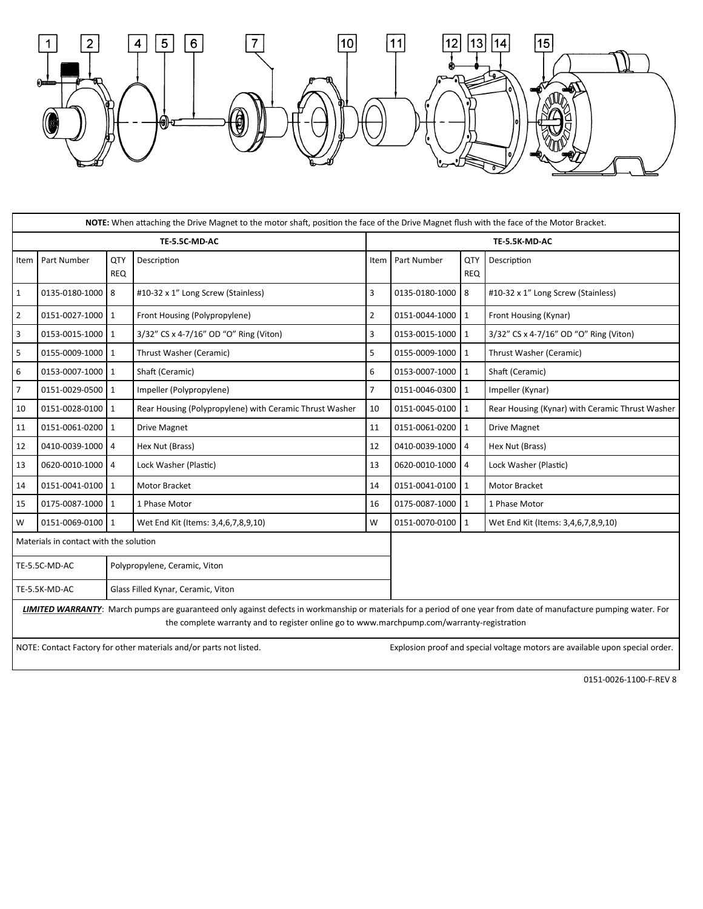1 2 4 5 6 7 10 11 12 13 14 15

| | | | | | | | |
|---|---|---|---|---|---|---|---|
| **NOTE:** When attaching the Drive Magnet to the motor shaft, position the face of the Drive Magnet flush with the face of the Motor Bracket. | | | | | | | |
| **TE-5.5C-MD-AC** | | | | **TE-5.5K-MD-AC** | | | |
| Item | Part Number | QTY REQ | Description | Item | Part Number | QTY REQ | Description |
| 1 | 0135-0180-1000 | 8 | #10-32 x 1" Long Screw (Stainless) | 3 | 0135-0180-1000 | 8 | #10-32 x 1" Long Screw (Stainless) |
| 2 | 0151-0027-1000 | 1 | Front Housing (Polypropylene) | 2 | 0151-0044-1000 | 1 | Front Housing (Kynar) |
| 3 | 0153-0015-1000 | 1 | 3/32" CS x 4-7/16" OD "O" Ring (Viton) | 3 | 0153-0015-1000 | 1 | 3/32" CS x 4-7/16" OD "O" Ring (Viton) |
| 5 | 0155-0009-1000 | 1 | Thrust Washer (Ceramic) | 5 | 0155-0009-1000 | 1 | Thrust Washer (Ceramic) |
| 6 | 0153-0007-1000 | 1 | Shaft (Ceramic) | 6 | 0153-0007-1000 | 1 | Shaft (Ceramic) |
| 7 | 0151-0029-0500 | 1 | Impeller (Polypropylene) | 7 | 0151-0046-0300 | 1 | Impeller (Kynar) |
| 10 | 0151-0028-0100 | 1 | Rear Housing (Polypropylene) with Ceramic Thrust Washer | 10 | 0151-0045-0100 | 1 | Rear Housing (Kynar) with Ceramic Thrust Washer |
| 11 | 0151-0061-0200 | 1 | Drive Magnet | 11 | 0151-0061-0200 | 1 | Drive Magnet |
| 12 | 0410-0039-1000 | 4 | Hex Nut (Brass) | 12 | 0410-0039-1000 | 4 | Hex Nut (Brass) |
| 13 | 0620-0010-1000 | 4 | Lock Washer (Plastic) | 13 | 0620-0010-1000 | 4 | Lock Washer (Plastic) |
| 14 | 0151-0041-0100 | 1 | Motor Bracket | 14 | 0151-0041-0100 | 1 | Motor Bracket |
| 15 | 0175-0087-1000 | 1 | 1 Phase Motor | 16 | 0175-0087-1000 | 1 | 1 Phase Motor |
| W | 0151-0069-0100 | 1 | Wet End Kit (Items: 3,4,6,7,8,9,10) | W | 0151-0070-0100 | 1 | Wet End Kit (Items: 3,4,6,7,8,9,10) |

| | |
|---|---|
| Materials in contact with the solution | |
| TE-5.5C-MD-AC | Polypropylene, Ceramic, Viton |
| TE-5.5K-MD-AC | Glass Filled Kynar, Ceramic, Viton |

***LIMITED WARRANTY***: March pumps are guaranteed only against defects in workmanship or materials for a period of one year from date of manufacture pumping water. For the complete warranty and to register online go to www.marchpump.com/warranty-registration

NOTE: Contact Factory for other materials and/or parts not listed.

Explosion proof and special voltage motors are available upon special order.

0151-0026-1100-F-REV 8